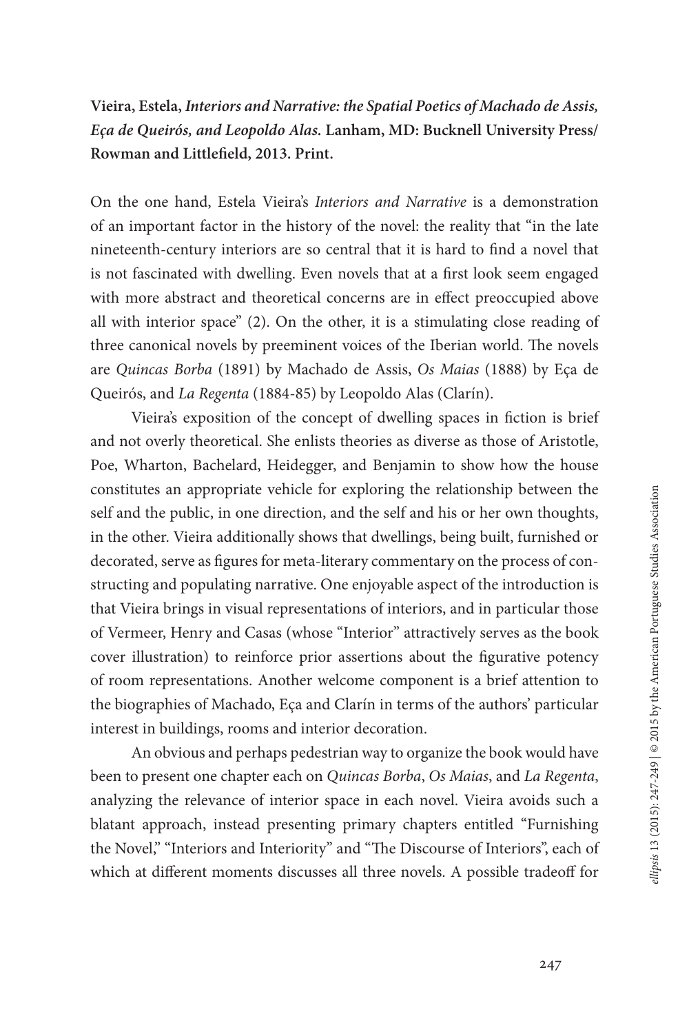**Vieira, Estela, *Interiors and Narrative: the Spatial Poetics of Machado de Assis, Eça de Queirós, and Leopoldo Alas.* Lanham, MD: Bucknell University Press/ Rowman and Littlefield, 2013. Print.**

On the one hand, Estela Vieira's *Interiors and Narrative* is a demonstration of an important factor in the history of the novel: the reality that "in the late nineteenth-century interiors are so central that it is hard to find a novel that is not fascinated with dwelling. Even novels that at a first look seem engaged with more abstract and theoretical concerns are in effect preoccupied above all with interior space" (2). On the other, it is a stimulating close reading of three canonical novels by preeminent voices of the Iberian world. The novels are *Quincas Borba* (1891) by Machado de Assis, *Os Maias* (1888) by Eça de Queirós, and *La Regenta* (1884-85) by Leopoldo Alas (Clarín).

Vieira's exposition of the concept of dwelling spaces in fiction is brief and not overly theoretical. She enlists theories as diverse as those of Aristotle, Poe, Wharton, Bachelard, Heidegger, and Benjamin to show how the house constitutes an appropriate vehicle for exploring the relationship between the self and the public, in one direction, and the self and his or her own thoughts, in the other. Vieira additionally shows that dwellings, being built, furnished or decorated, serve as figures for meta-literary commentary on the process of constructing and populating narrative. One enjoyable aspect of the introduction is that Vieira brings in visual representations of interiors, and in particular those of Vermeer, Henry and Casas (whose "Interior" attractively serves as the book cover illustration) to reinforce prior assertions about the figurative potency of room representations. Another welcome component is a brief attention to the biographies of Machado, Eça and Clarín in terms of the authors' particular interest in buildings, rooms and interior decoration.

An obvious and perhaps pedestrian way to organize the book would have been to present one chapter each on *Quincas Borba*, *Os Maias*, and *La Regenta*, analyzing the relevance of interior space in each novel. Vieira avoids such a blatant approach, instead presenting primary chapters entitled "Furnishing the Novel," "Interiors and Interiority" and "The Discourse of Interiors", each of which at different moments discusses all three novels. A possible tradeoff for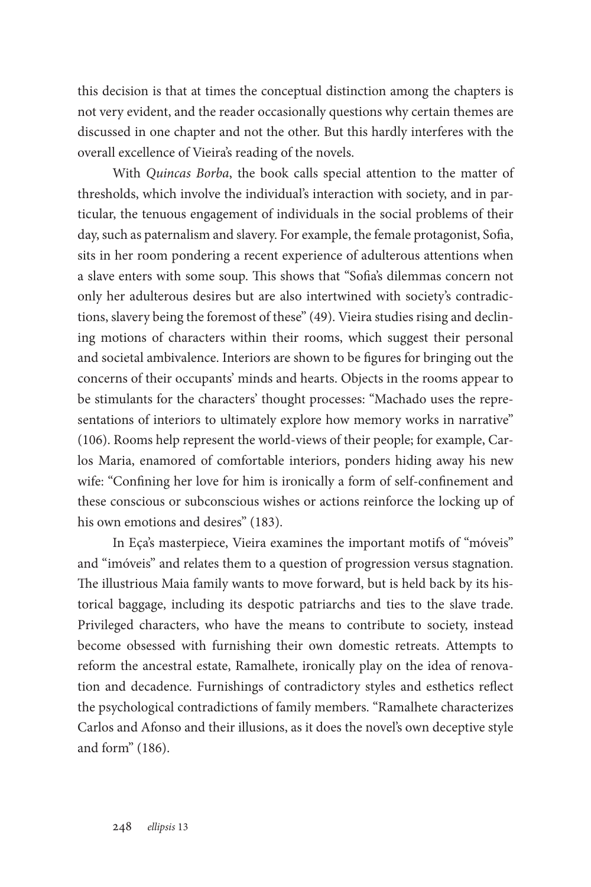this decision is that at times the conceptual distinction among the chapters is not very evident, and the reader occasionally questions why certain themes are discussed in one chapter and not the other. But this hardly interferes with the overall excellence of Vieira's reading of the novels.

With *Quincas Borba*, the book calls special attention to the matter of thresholds, which involve the individual's interaction with society, and in particular, the tenuous engagement of individuals in the social problems of their day, such as paternalism and slavery. For example, the female protagonist, Sofia, sits in her room pondering a recent experience of adulterous attentions when a slave enters with some soup. This shows that "Sofia's dilemmas concern not only her adulterous desires but are also intertwined with society's contradictions, slavery being the foremost of these" (49). Vieira studies rising and declining motions of characters within their rooms, which suggest their personal and societal ambivalence. Interiors are shown to be figures for bringing out the concerns of their occupants' minds and hearts. Objects in the rooms appear to be stimulants for the characters' thought processes: "Machado uses the representations of interiors to ultimately explore how memory works in narrative" (106). Rooms help represent the world-views of their people; for example, Carlos Maria, enamored of comfortable interiors, ponders hiding away his new wife: "Confining her love for him is ironically a form of self-confinement and these conscious or subconscious wishes or actions reinforce the locking up of his own emotions and desires" (183).

In Eça's masterpiece, Vieira examines the important motifs of "móveis" and "imóveis" and relates them to a question of progression versus stagnation. The illustrious Maia family wants to move forward, but is held back by its historical baggage, including its despotic patriarchs and ties to the slave trade. Privileged characters, who have the means to contribute to society, instead become obsessed with furnishing their own domestic retreats. Attempts to reform the ancestral estate, Ramalhete, ironically play on the idea of renovation and decadence. Furnishings of contradictory styles and esthetics reflect the psychological contradictions of family members. "Ramalhete characterizes Carlos and Afonso and their illusions, as it does the novel's own deceptive style and form" (186).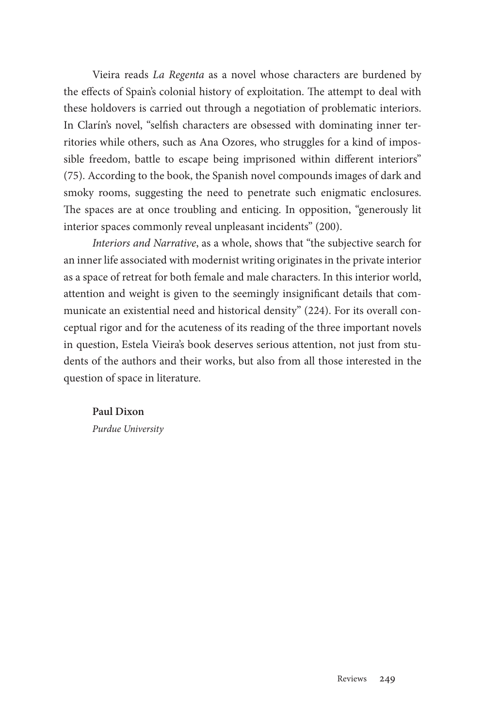Vieira reads *La Regenta* as a novel whose characters are burdened by the effects of Spain's colonial history of exploitation. The attempt to deal with these holdovers is carried out through a negotiation of problematic interiors. In Clarín's novel, "selfish characters are obsessed with dominating inner territories while others, such as Ana Ozores, who struggles for a kind of impossible freedom, battle to escape being imprisoned within different interiors" (75). According to the book, the Spanish novel compounds images of dark and smoky rooms, suggesting the need to penetrate such enigmatic enclosures. The spaces are at once troubling and enticing. In opposition, "generously lit interior spaces commonly reveal unpleasant incidents" (200).

*Interiors and Narrative*, as a whole, shows that "the subjective search for an inner life associated with modernist writing originates in the private interior as a space of retreat for both female and male characters. In this interior world, attention and weight is given to the seemingly insignificant details that communicate an existential need and historical density" (224). For its overall conceptual rigor and for the acuteness of its reading of the three important novels in question, Estela Vieira's book deserves serious attention, not just from students of the authors and their works, but also from all those interested in the question of space in literature.

**Paul Dixon**
*Purdue University*